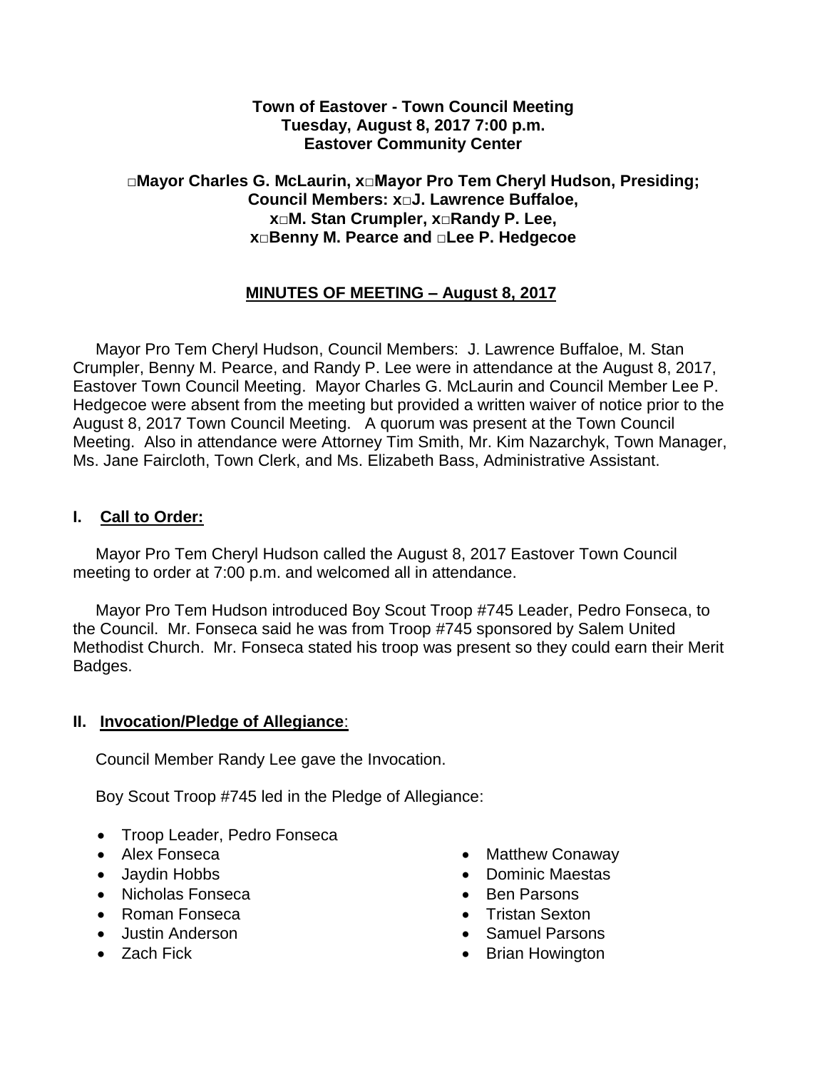**Town of Eastover - Town Council Meeting**
**Tuesday, August 8, 2017 7:00 p.m.**
**Eastover Community Center**

**□Mayor Charles G. McLaurin, x□Mayor Pro Tem Cheryl Hudson, Presiding; Council Members: x□J. Lawrence Buffaloe, x□M. Stan Crumpler, x□Randy P. Lee, x□Benny M. Pearce and □Lee P. Hedgecoe**

**MINUTES OF MEETING – August 8, 2017**

Mayor Pro Tem Cheryl Hudson, Council Members: J. Lawrence Buffaloe, M. Stan Crumpler, Benny M. Pearce, and Randy P. Lee were in attendance at the August 8, 2017, Eastover Town Council Meeting. Mayor Charles G. McLaurin and Council Member Lee P. Hedgecoe were absent from the meeting but provided a written waiver of notice prior to the August 8, 2017 Town Council Meeting. A quorum was present at the Town Council Meeting. Also in attendance were Attorney Tim Smith, Mr. Kim Nazarchyk, Town Manager, Ms. Jane Faircloth, Town Clerk, and Ms. Elizabeth Bass, Administrative Assistant.

## I. Call to Order:

Mayor Pro Tem Cheryl Hudson called the August 8, 2017 Eastover Town Council meeting to order at 7:00 p.m. and welcomed all in attendance.

Mayor Pro Tem Hudson introduced Boy Scout Troop #745 Leader, Pedro Fonseca, to the Council. Mr. Fonseca said he was from Troop #745 sponsored by Salem United Methodist Church. Mr. Fonseca stated his troop was present so they could earn their Merit Badges.

## II. Invocation/Pledge of Allegiance:

Council Member Randy Lee gave the Invocation.

Boy Scout Troop #745 led in the Pledge of Allegiance:

- Troop Leader, Pedro Fonseca
- Alex Fonseca
- Jaydin Hobbs
- Nicholas Fonseca
- Roman Fonseca
- Justin Anderson
- Zach Fick
- Matthew Conaway
- Dominic Maestas
- Ben Parsons
- Tristan Sexton
- Samuel Parsons
- Brian Howington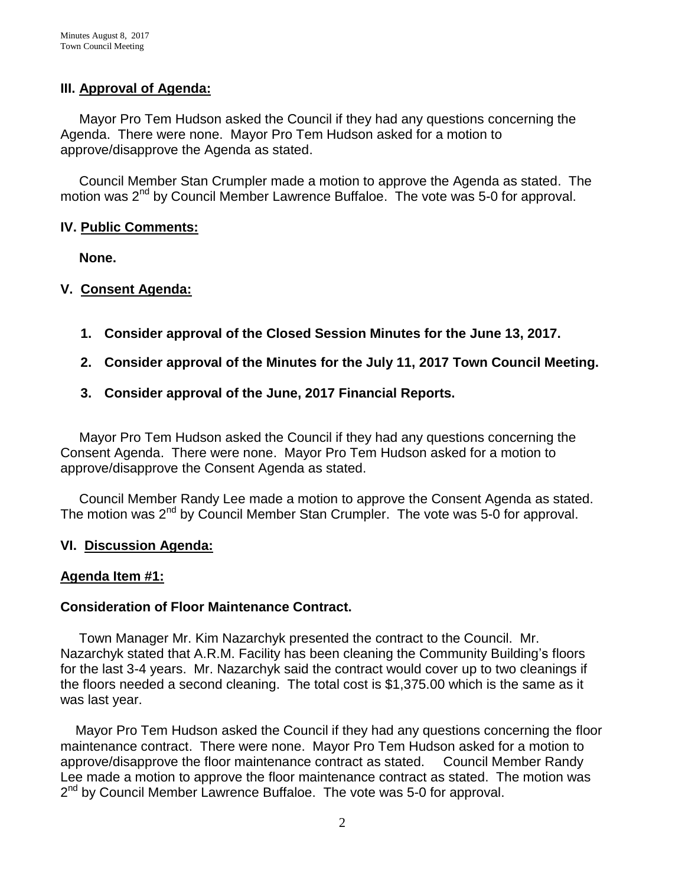## III. Approval of Agenda:

Mayor Pro Tem Hudson asked the Council if they had any questions concerning the Agenda. There were none. Mayor Pro Tem Hudson asked for a motion to approve/disapprove the Agenda as stated.

Council Member Stan Crumpler made a motion to approve the Agenda as stated. The motion was 2nd by Council Member Lawrence Buffaloe. The vote was 5-0 for approval.

## IV. Public Comments:

**None.**

## V. Consent Agenda:

1. **Consider approval of the Closed Session Minutes for the June 13, 2017.**
2. **Consider approval of the Minutes for the July 11, 2017 Town Council Meeting.**
3. **Consider approval of the June, 2017 Financial Reports.**

Mayor Pro Tem Hudson asked the Council if they had any questions concerning the Consent Agenda. There were none. Mayor Pro Tem Hudson asked for a motion to approve/disapprove the Consent Agenda as stated.

Council Member Randy Lee made a motion to approve the Consent Agenda as stated. The motion was 2nd by Council Member Stan Crumpler. The vote was 5-0 for approval.

## VI. Discussion Agenda:

### Agenda Item #1:

**Consideration of Floor Maintenance Contract.**

Town Manager Mr. Kim Nazarchyk presented the contract to the Council. Mr. Nazarchyk stated that A.R.M. Facility has been cleaning the Community Building's floors for the last 3-4 years. Mr. Nazarchyk said the contract would cover up to two cleanings if the floors needed a second cleaning. The total cost is $1,375.00 which is the same as it was last year.

Mayor Pro Tem Hudson asked the Council if they had any questions concerning the floor maintenance contract. There were none. Mayor Pro Tem Hudson asked for a motion to approve/disapprove the floor maintenance contract as stated. Council Member Randy Lee made a motion to approve the floor maintenance contract as stated. The motion was 2nd by Council Member Lawrence Buffaloe. The vote was 5-0 for approval.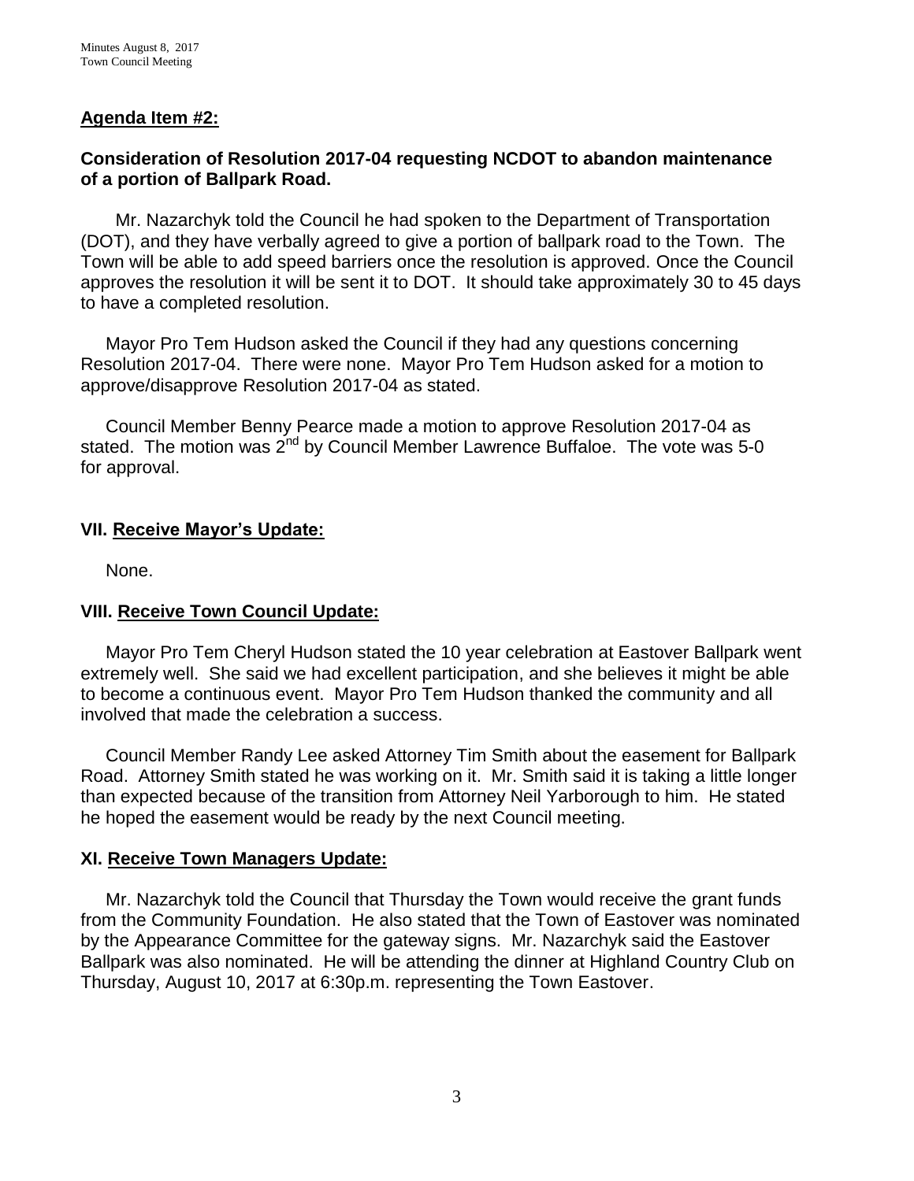**Agenda Item #2:**

**Consideration of Resolution 2017-04 requesting NCDOT to abandon maintenance of a portion of Ballpark Road.**

Mr. Nazarchyk told the Council he had spoken to the Department of Transportation (DOT), and they have verbally agreed to give a portion of ballpark road to the Town. The Town will be able to add speed barriers once the resolution is approved. Once the Council approves the resolution it will be sent it to DOT. It should take approximately 30 to 45 days to have a completed resolution.

Mayor Pro Tem Hudson asked the Council if they had any questions concerning Resolution 2017-04. There were none. Mayor Pro Tem Hudson asked for a motion to approve/disapprove Resolution 2017-04 as stated.

Council Member Benny Pearce made a motion to approve Resolution 2017-04 as stated. The motion was 2nd by Council Member Lawrence Buffaloe. The vote was 5-0 for approval.

## VII. Receive Mayor's Update:

None.

## VIII. Receive Town Council Update:

Mayor Pro Tem Cheryl Hudson stated the 10 year celebration at Eastover Ballpark went extremely well. She said we had excellent participation, and she believes it might be able to become a continuous event. Mayor Pro Tem Hudson thanked the community and all involved that made the celebration a success.

Council Member Randy Lee asked Attorney Tim Smith about the easement for Ballpark Road. Attorney Smith stated he was working on it. Mr. Smith said it is taking a little longer than expected because of the transition from Attorney Neil Yarborough to him. He stated he hoped the easement would be ready by the next Council meeting.

## XI. Receive Town Managers Update:

Mr. Nazarchyk told the Council that Thursday the Town would receive the grant funds from the Community Foundation. He also stated that the Town of Eastover was nominated by the Appearance Committee for the gateway signs. Mr. Nazarchyk said the Eastover Ballpark was also nominated. He will be attending the dinner at Highland Country Club on Thursday, August 10, 2017 at 6:30p.m. representing the Town Eastover.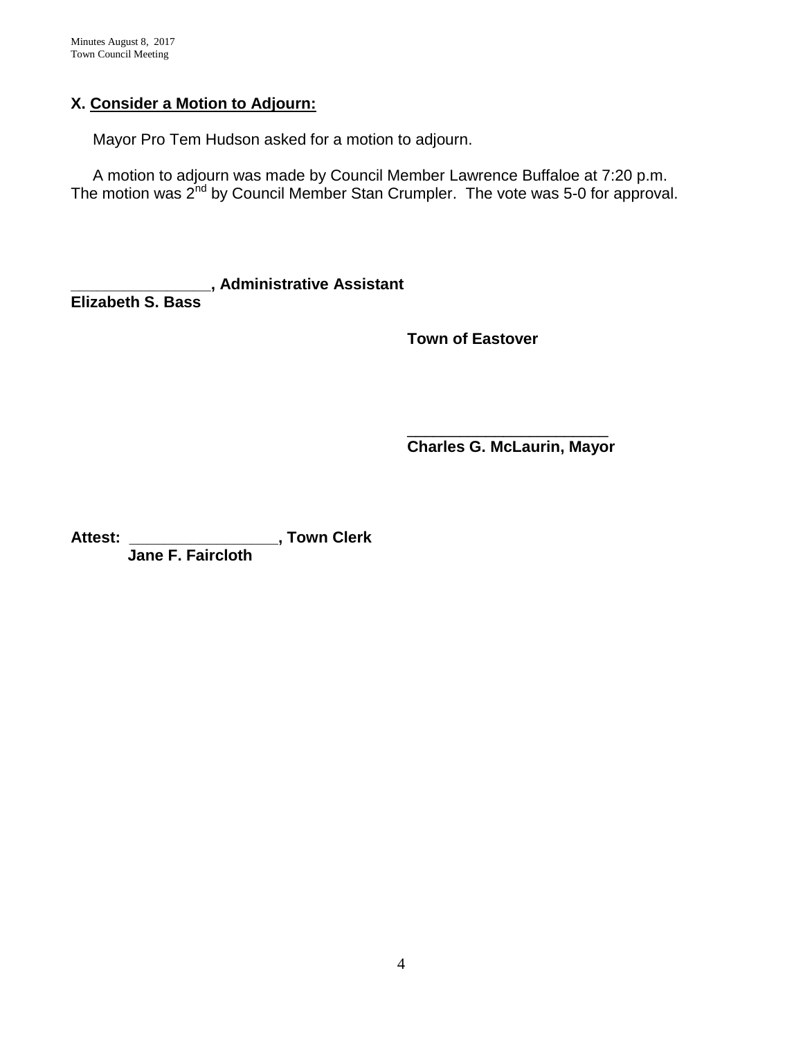### X. **Consider a Motion to Adjourn:**

Mayor Pro Tem Hudson asked for a motion to adjourn.

A motion to adjourn was made by Council Member Lawrence Buffaloe at 7:20 p.m. The motion was 2nd by Council Member Stan Crumpler. The vote was 5-0 for approval.

**________________, Administrative Assistant**
**Elizabeth S. Bass**

**Town of Eastover**

**______________________**
**Charles G. McLaurin, Mayor**

**Attest: ________________, Town Clerk**
**Jane F. Faircloth**